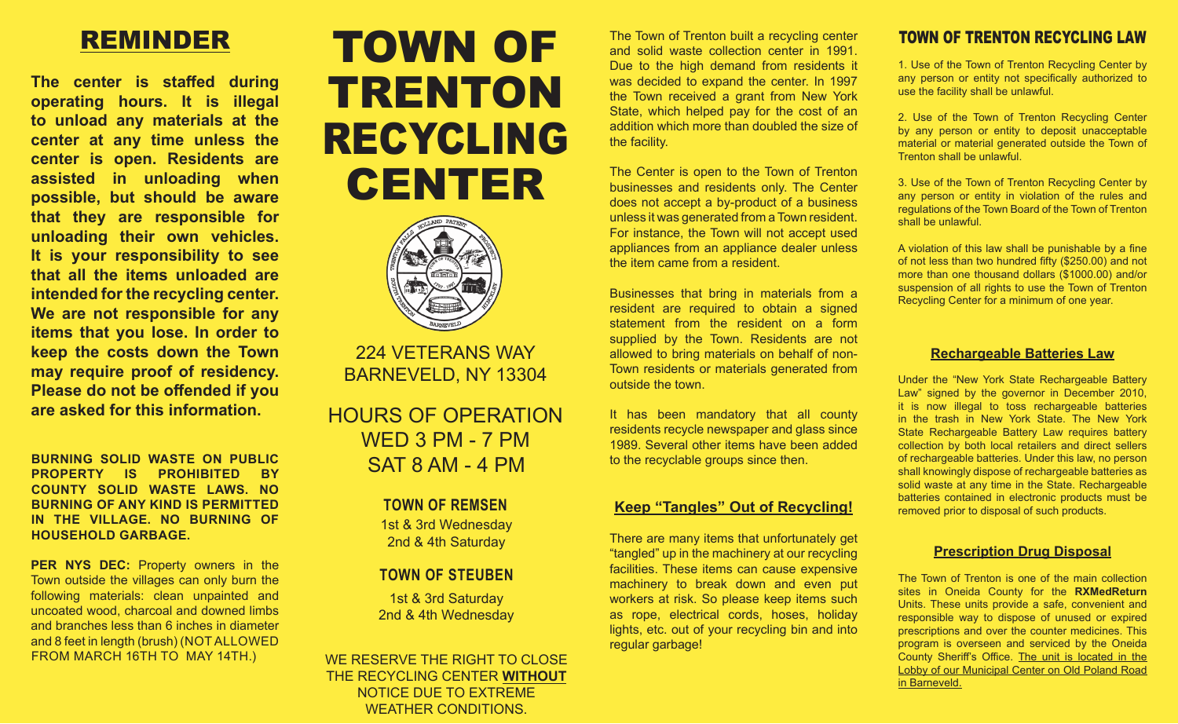## REMINDER

**The center is staffed during operating hours. It is illegal to unload any materials at the center at any time unless the center is open. Residents are assisted in unloading when possible, but should be aware that they are responsible for unloading their own vehicles. It is your responsibility to see that all the items unloaded are intended for the recycling center. We are not responsible for any items that you lose. In order to keep the costs down the Town may require proof of residency. Please do not be offended if you are asked for this information.**

**BURNING SOLID WASTE ON PUBLIC PROPERTY IS PROHIBITED BY COUNTY SOLID WASTE LAWS. NO BURNING OF ANY KIND IS PERMITTED IN THE VILLAGE. NO BURNING OF HOUSEHOLD GARBAGE.**

**PER NYS DEC:** Property owners in the Town outside the villages can only burn the following materials: clean unpainted and uncoated wood, charcoal and downed limbs and branches less than 6 inches in diameter and 8 feet in length (brush) (NOT ALLOWED FROM MARCH 16TH TO MAY 14TH.)

# TOWN OF TRENTON RECYCLING CENTER

224 VETERANS WAY
BARNEVELD, NY 13304

HOURS OF OPERATION
WED 3 PM - 7 PM
SAT 8 AM - 4 PM

### TOWN OF REMSEN

1st & 3rd Wednesday
2nd & 4th Saturday

### TOWN OF STEUBEN

1st & 3rd Saturday
2nd & 4th Wednesday

WE RESERVE THE RIGHT TO CLOSE THE RECYCLING CENTER **WITHOUT** NOTICE DUE TO EXTREME WEATHER CONDITIONS.

The Town of Trenton built a recycling center and solid waste collection center in 1991. Due to the high demand from residents it was decided to expand the center. In 1997 the Town received a grant from New York State, which helped pay for the cost of an addition which more than doubled the size of the facility.

The Center is open to the Town of Trenton businesses and residents only. The Center does not accept a by-product of a business unless it was generated from a Town resident. For instance, the Town will not accept used appliances from an appliance dealer unless the item came from a resident.

Businesses that bring in materials from a resident are required to obtain a signed statement from the resident on a form supplied by the Town. Residents are not allowed to bring materials on behalf of non-Town residents or materials generated from outside the town.

It has been mandatory that all county residents recycle newspaper and glass since 1989. Several other items have been added to the recyclable groups since then.

### Keep "Tangles" Out of Recycling!

There are many items that unfortunately get "tangled" up in the machinery at our recycling facilities. These items can cause expensive machinery to break down and even put workers at risk. So please keep items such as rope, electrical cords, hoses, holiday lights, etc. out of your recycling bin and into regular garbage!

## TOWN OF TRENTON RECYCLING LAW

1. Use of the Town of Trenton Recycling Center by any person or entity not specifically authorized to use the facility shall be unlawful.

2. Use of the Town of Trenton Recycling Center by any person or entity to deposit unacceptable material or material generated outside the Town of Trenton shall be unlawful.

3. Use of the Town of Trenton Recycling Center by any person or entity in violation of the rules and regulations of the Town Board of the Town of Trenton shall be unlawful.

A violation of this law shall be punishable by a fine of not less than two hundred fifty ($250.00) and not more than one thousand dollars ($1000.00) and/or suspension of all rights to use the Town of Trenton Recycling Center for a minimum of one year.

### Rechargeable Batteries Law

Under the "New York State Rechargeable Battery Law" signed by the governor in December 2010, it is now illegal to toss rechargeable batteries in the trash in New York State. The New York State Rechargeable Battery Law requires battery collection by both local retailers and direct sellers of rechargeable batteries. Under this law, no person shall knowingly dispose of rechargeable batteries as solid waste at any time in the State. Rechargeable batteries contained in electronic products must be removed prior to disposal of such products.

### Prescription Drug Disposal

The Town of Trenton is one of the main collection sites in Oneida County for the **RXMedReturn** Units. These units provide a safe, convenient and responsible way to dispose of unused or expired prescriptions and over the counter medicines. This program is overseen and serviced by the Oneida County Sheriff's Office. The unit is located in the Lobby of our Municipal Center on Old Poland Road in Barneveld.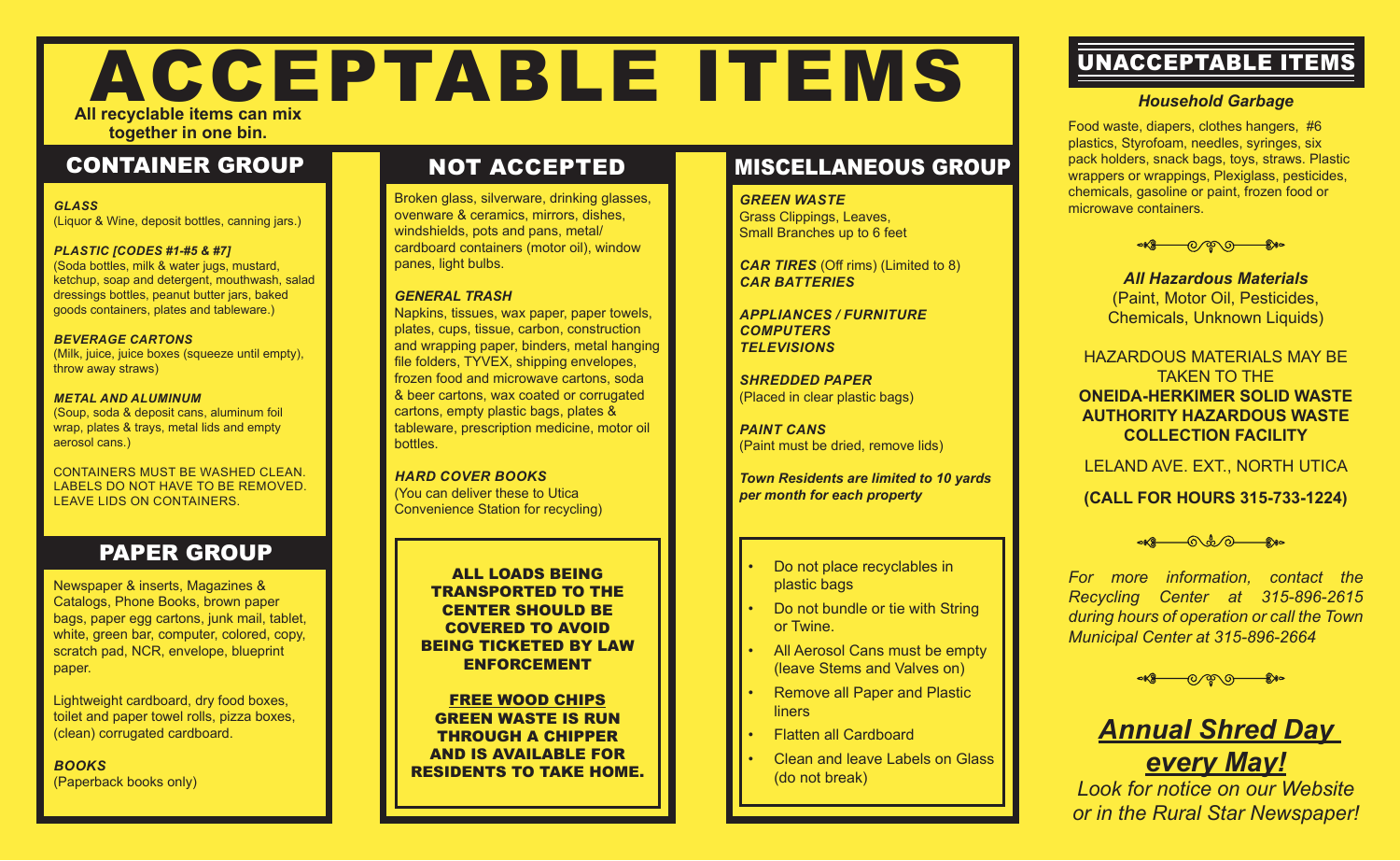# ACCEPTABLE ITEMS

**All recyclable items can mix together in one bin.**

## CONTAINER GROUP

***GLASS***
(Liquor & Wine, deposit bottles, canning jars.)

***PLASTIC [CODES #1-#5 & #7]***
(Soda bottles, milk & water jugs, mustard, ketchup, soap and detergent, mouthwash, salad dressings bottles, peanut butter jars, baked goods containers, plates and tableware.)

***BEVERAGE CARTONS***
(Milk, juice, juice boxes (squeeze until empty), throw away straws)

***METAL AND ALUMINUM***
(Soup, soda & deposit cans, aluminum foil wrap, plates & trays, metal lids and empty aerosol cans.)

CONTAINERS MUST BE WASHED CLEAN. LABELS DO NOT HAVE TO BE REMOVED. LEAVE LIDS ON CONTAINERS.

## PAPER GROUP

Newspaper & inserts, Magazines & Catalogs, Phone Books, brown paper bags, paper egg cartons, junk mail, tablet, white, green bar, computer, colored, copy, scratch pad, NCR, envelope, blueprint paper.

Lightweight cardboard, dry food boxes, toilet and paper towel rolls, pizza boxes, (clean) corrugated cardboard.

***BOOKS***
(Paperback books only)

## NOT ACCEPTED

Broken glass, silverware, drinking glasses, ovenware & ceramics, mirrors, dishes, windshields, pots and pans, metal/ cardboard containers (motor oil), window panes, light bulbs.

***GENERAL TRASH***
Napkins, tissues, wax paper, paper towels, plates, cups, tissue, carbon, construction and wrapping paper, binders, metal hanging file folders, TYVEX, shipping envelopes, frozen food and microwave cartons, soda & beer cartons, wax coated or corrugated cartons, empty plastic bags, plates & tableware, prescription medicine, motor oil bottles.

***HARD COVER BOOKS***
(You can deliver these to Utica Convenience Station for recycling)

**ALL LOADS BEING TRANSPORTED TO THE CENTER SHOULD BE COVERED TO AVOID BEING TICKETED BY LAW ENFORCEMENT**

**FREE WOOD CHIPS**
**GREEN WASTE IS RUN THROUGH A CHIPPER AND IS AVAILABLE FOR RESIDENTS TO TAKE HOME.**

## MISCELLANEOUS GROUP

***GREEN WASTE***
Grass Clippings, Leaves, Small Branches up to 6 feet

***CAR TIRES*** (Off rims) (Limited to 8)
***CAR BATTERIES***

***APPLIANCES / FURNITURE***
***COMPUTERS***
***TELEVISIONS***

***SHREDDED PAPER***
(Placed in clear plastic bags)

***PAINT CANS***
(Paint must be dried, remove lids)

***Town Residents are limited to 10 yards per month for each property***

- Do not place recyclables in plastic bags
- Do not bundle or tie with String or Twine.
- All Aerosol Cans must be empty (leave Stems and Valves on)
- Remove all Paper and Plastic liners
- Flatten all Cardboard
- Clean and leave Labels on Glass (do not break)

## UNACCEPTABLE ITEMS

***Household Garbage***

Food waste, diapers, clothes hangers, #6 plastics, Styrofoam, needles, syringes, six pack holders, snack bags, toys, straws. Plastic wrappers or wrappings, Plexiglass, pesticides, chemicals, gasoline or paint, frozen food or microwave containers.

***All Hazardous Materials***
(Paint, Motor Oil, Pesticides, Chemicals, Unknown Liquids)

HAZARDOUS MATERIALS MAY BE TAKEN TO THE **ONEIDA-HERKIMER SOLID WASTE AUTHORITY HAZARDOUS WASTE COLLECTION FACILITY**

LELAND AVE. EXT., NORTH UTICA

**(CALL FOR HOURS 315-733-1224)**

*For more information, contact the Recycling Center at 315-896-2615 during hours of operation or call the Town Municipal Center at 315-896-2664*

***Annual Shred Day every May!***

*Look for notice on our Website or in the Rural Star Newspaper!*